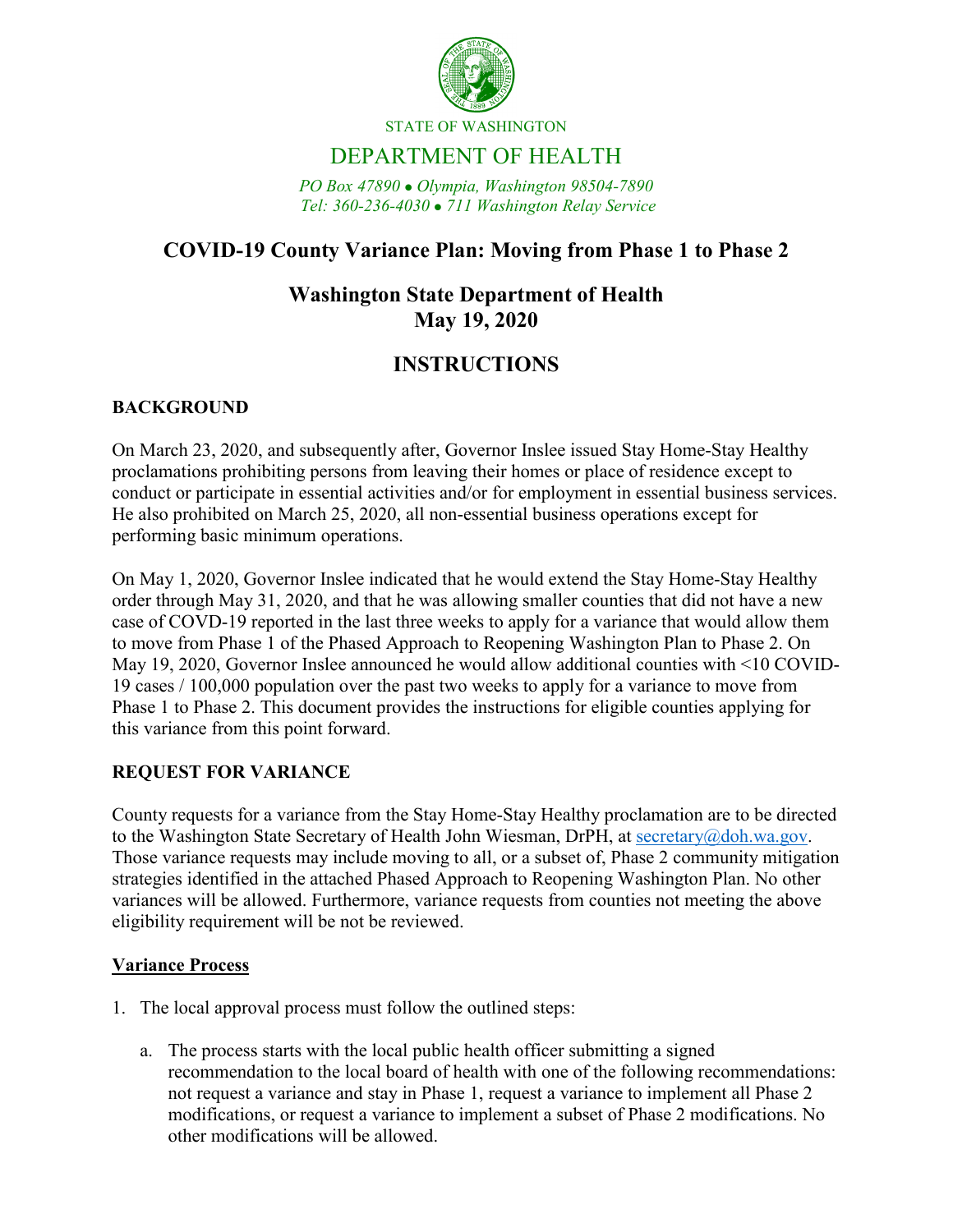STATE OF WASHINGTON

# DEPARTMENT OF HEALTH

*PO Box 47890 • Olympia, Washington 98504-7890*
*Tel: 360-236-4030 • 711 Washington Relay Service*

## COVID-19 County Variance Plan: Moving from Phase 1 to Phase 2

## Washington State Department of Health
## May 19, 2020

## INSTRUCTIONS

### BACKGROUND

On March 23, 2020, and subsequently after, Governor Inslee issued Stay Home-Stay Healthy proclamations prohibiting persons from leaving their homes or place of residence except to conduct or participate in essential activities and/or for employment in essential business services. He also prohibited on March 25, 2020, all non-essential business operations except for performing basic minimum operations.

On May 1, 2020, Governor Inslee indicated that he would extend the Stay Home-Stay Healthy order through May 31, 2020, and that he was allowing smaller counties that did not have a new case of COVID-19 reported in the last three weeks to apply for a variance that would allow them to move from Phase 1 of the Phased Approach to Reopening Washington Plan to Phase 2. On May 19, 2020, Governor Inslee announced he would allow additional counties with <10 COVID-19 cases / 100,000 population over the past two weeks to apply for a variance to move from Phase 1 to Phase 2. This document provides the instructions for eligible counties applying for this variance from this point forward.

### REQUEST FOR VARIANCE

County requests for a variance from the Stay Home-Stay Healthy proclamation are to be directed to the Washington State Secretary of Health John Wiesman, DrPH, at secretary@doh.wa.gov. Those variance requests may include moving to all, or a subset of, Phase 2 community mitigation strategies identified in the attached Phased Approach to Reopening Washington Plan. No other variances will be allowed. Furthermore, variance requests from counties not meeting the above eligibility requirement will be not be reviewed.

#### Variance Process

1. The local approval process must follow the outlined steps:

    a. The process starts with the local public health officer submitting a signed recommendation to the local board of health with one of the following recommendations: not request a variance and stay in Phase 1, request a variance to implement all Phase 2 modifications, or request a variance to implement a subset of Phase 2 modifications. No other modifications will be allowed.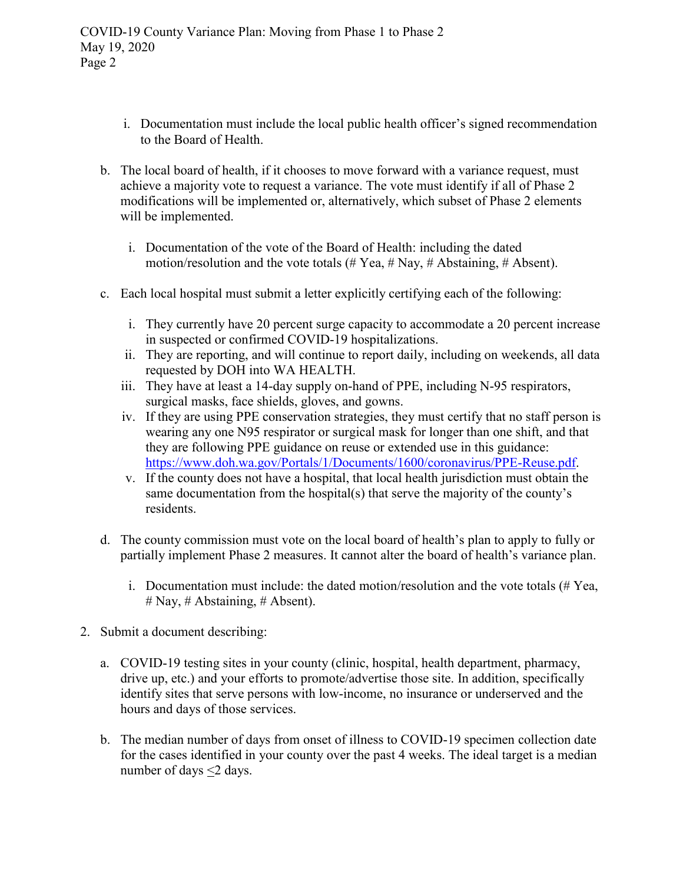i. Documentation must include the local public health officer's signed recommendation to the Board of Health.

b. The local board of health, if it chooses to move forward with a variance request, must achieve a majority vote to request a variance. The vote must identify if all of Phase 2 modifications will be implemented or, alternatively, which subset of Phase 2 elements will be implemented.

   i. Documentation of the vote of the Board of Health: including the dated motion/resolution and the vote totals (# Yea, # Nay, # Abstaining, # Absent).

c. Each local hospital must submit a letter explicitly certifying each of the following:

   i. They currently have 20 percent surge capacity to accommodate a 20 percent increase in suspected or confirmed COVID-19 hospitalizations.
   ii. They are reporting, and will continue to report daily, including on weekends, all data requested by DOH into WA HEALTH.
   iii. They have at least a 14-day supply on-hand of PPE, including N-95 respirators, surgical masks, face shields, gloves, and gowns.
   iv. If they are using PPE conservation strategies, they must certify that no staff person is wearing any one N95 respirator or surgical mask for longer than one shift, and that they are following PPE guidance on reuse or extended use in this guidance: [https://www.doh.wa.gov/Portals/1/Documents/1600/coronavirus/PPE-Reuse.pdf](https://www.doh.wa.gov/Portals/1/Documents/1600/coronavirus/PPE-Reuse.pdf).
   v. If the county does not have a hospital, that local health jurisdiction must obtain the same documentation from the hospital(s) that serve the majority of the county's residents.

d. The county commission must vote on the local board of health's plan to apply to fully or partially implement Phase 2 measures. It cannot alter the board of health's variance plan.

   i. Documentation must include: the dated motion/resolution and the vote totals (# Yea, # Nay, # Abstaining, # Absent).

2. Submit a document describing:

   a. COVID-19 testing sites in your county (clinic, hospital, health department, pharmacy, drive up, etc.) and your efforts to promote/advertise those site. In addition, specifically identify sites that serve persons with low-income, no insurance or underserved and the hours and days of those services.

   b. The median number of days from onset of illness to COVID-19 specimen collection date for the cases identified in your county over the past 4 weeks. The ideal target is a median number of days $\leq$2 days.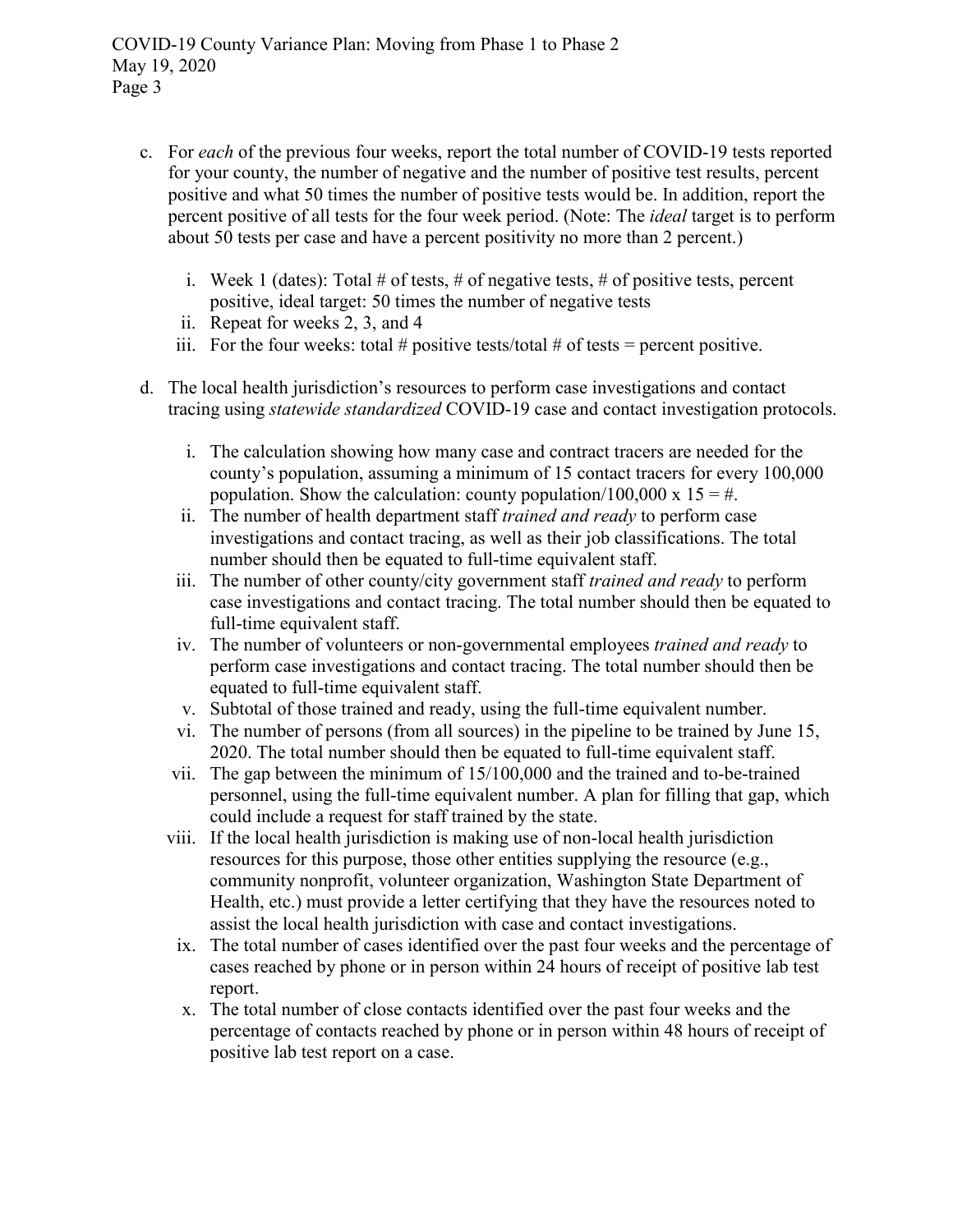c. For *each* of the previous four weeks, report the total number of COVID-19 tests reported for your county, the number of negative and the number of positive test results, percent positive and what 50 times the number of positive tests would be. In addition, report the percent positive of all tests for the four week period. (Note: The *ideal* target is to perform about 50 tests per case and have a percent positivity no more than 2 percent.)

   i. Week 1 (dates): Total # of tests, # of negative tests, # of positive tests, percent positive, ideal target: 50 times the number of negative tests
   ii. Repeat for weeks 2, 3, and 4
   iii. For the four weeks: total # positive tests/total # of tests = percent positive.

d. The local health jurisdiction's resources to perform case investigations and contact tracing using *statewide standardized* COVID-19 case and contact investigation protocols.

   i. The calculation showing how many case and contract tracers are needed for the county's population, assuming a minimum of 15 contact tracers for every 100,000 population. Show the calculation: county population/100,000 x 15 = #.
   ii. The number of health department staff *trained and ready* to perform case investigations and contact tracing, as well as their job classifications. The total number should then be equated to full-time equivalent staff.
   iii. The number of other county/city government staff *trained and ready* to perform case investigations and contact tracing. The total number should then be equated to full-time equivalent staff.
   iv. The number of volunteers or non-governmental employees *trained and ready* to perform case investigations and contact tracing. The total number should then be equated to full-time equivalent staff.
   v. Subtotal of those trained and ready, using the full-time equivalent number.
   vi. The number of persons (from all sources) in the pipeline to be trained by June 15, 2020. The total number should then be equated to full-time equivalent staff.
   vii. The gap between the minimum of 15/100,000 and the trained and to-be-trained personnel, using the full-time equivalent number. A plan for filling that gap, which could include a request for staff trained by the state.
   viii. If the local health jurisdiction is making use of non-local health jurisdiction resources for this purpose, those other entities supplying the resource (e.g., community nonprofit, volunteer organization, Washington State Department of Health, etc.) must provide a letter certifying that they have the resources noted to assist the local health jurisdiction with case and contact investigations.
   ix. The total number of cases identified over the past four weeks and the percentage of cases reached by phone or in person within 24 hours of receipt of positive lab test report.
   x. The total number of close contacts identified over the past four weeks and the percentage of contacts reached by phone or in person within 48 hours of receipt of positive lab test report on a case.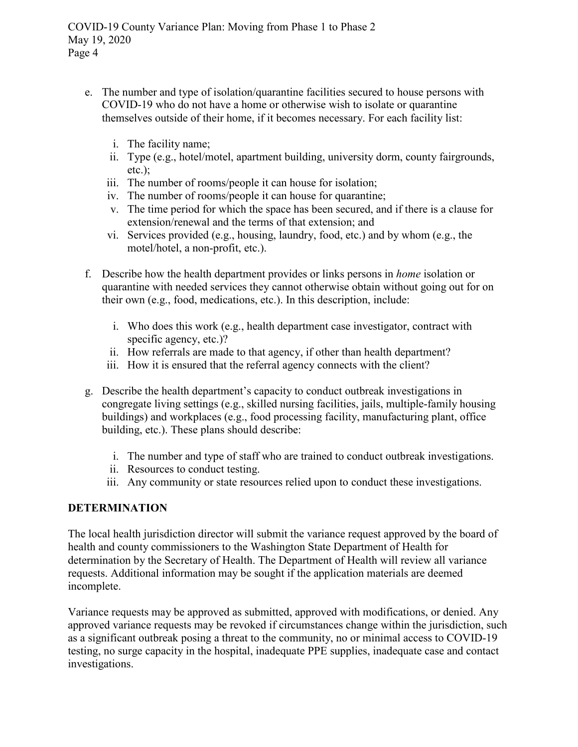e. The number and type of isolation/quarantine facilities secured to house persons with COVID-19 who do not have a home or otherwise wish to isolate or quarantine themselves outside of their home, if it becomes necessary. For each facility list:

   i. The facility name;
   ii. Type (e.g., hotel/motel, apartment building, university dorm, county fairgrounds, etc.);
   iii. The number of rooms/people it can house for isolation;
   iv. The number of rooms/people it can house for quarantine;
   v. The time period for which the space has been secured, and if there is a clause for extension/renewal and the terms of that extension; and
   vi. Services provided (e.g., housing, laundry, food, etc.) and by whom (e.g., the motel/hotel, a non-profit, etc.).

f. Describe how the health department provides or links persons in *home* isolation or quarantine with needed services they cannot otherwise obtain without going out for on their own (e.g., food, medications, etc.). In this description, include:

   i. Who does this work (e.g., health department case investigator, contract with specific agency, etc.)?
   ii. How referrals are made to that agency, if other than health department?
   iii. How it is ensured that the referral agency connects with the client?

g. Describe the health department's capacity to conduct outbreak investigations in congregate living settings (e.g., skilled nursing facilities, jails, multiple-family housing buildings) and workplaces (e.g., food processing facility, manufacturing plant, office building, etc.). These plans should describe:

   i. The number and type of staff who are trained to conduct outbreak investigations.
   ii. Resources to conduct testing.
   iii. Any community or state resources relied upon to conduct these investigations.

## DETERMINATION

The local health jurisdiction director will submit the variance request approved by the board of health and county commissioners to the Washington State Department of Health for determination by the Secretary of Health. The Department of Health will review all variance requests. Additional information may be sought if the application materials are deemed incomplete.

Variance requests may be approved as submitted, approved with modifications, or denied. Any approved variance requests may be revoked if circumstances change within the jurisdiction, such as a significant outbreak posing a threat to the community, no or minimal access to COVID-19 testing, no surge capacity in the hospital, inadequate PPE supplies, inadequate case and contact investigations.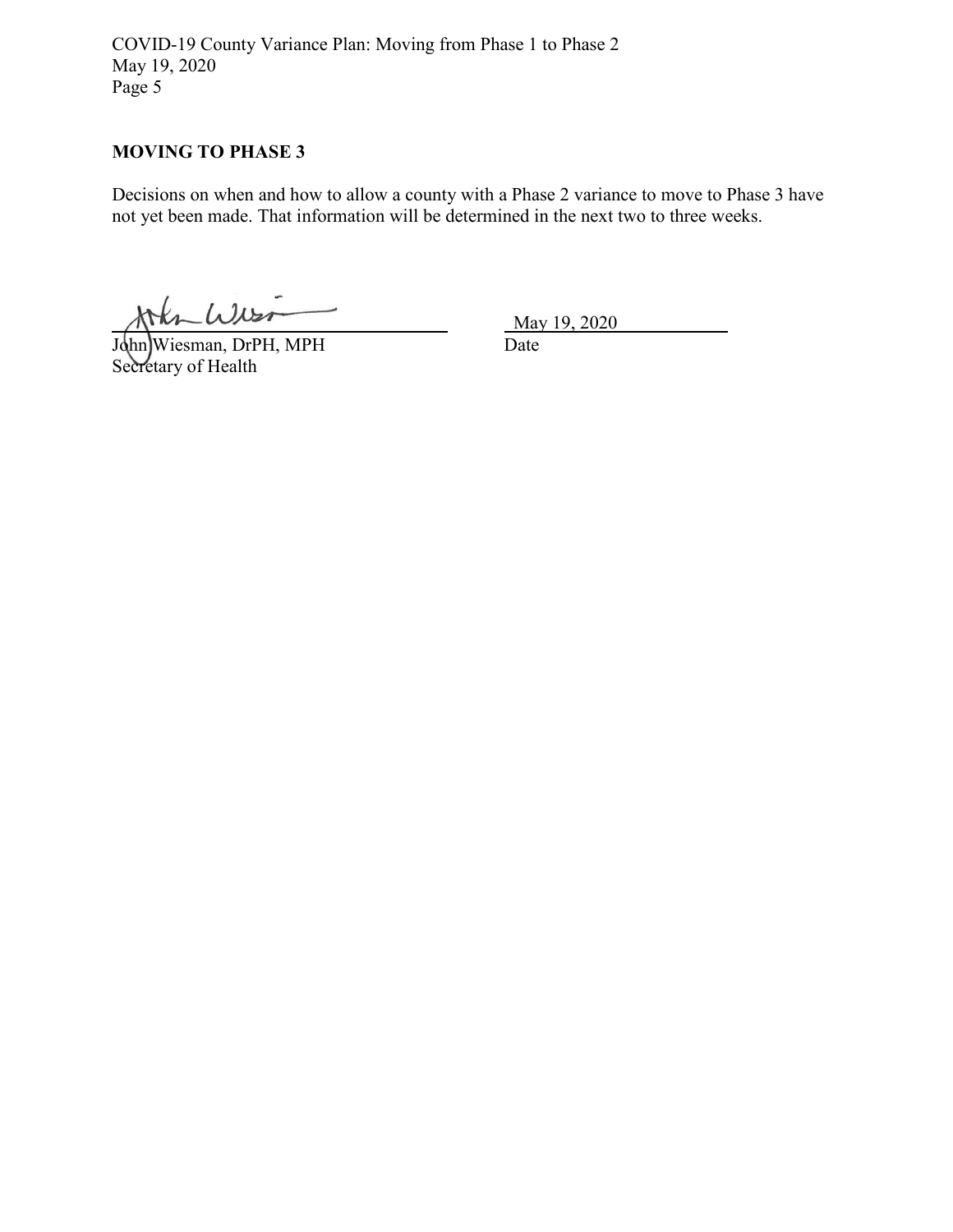## MOVING TO PHASE 3

Decisions on when and how to allow a county with a Phase 2 variance to move to Phase 3 have not yet been made. That information will be determined in the next two to three weeks.

John Wiesman, DrPH, MPH
Secretary of Health

May 19, 2020
Date